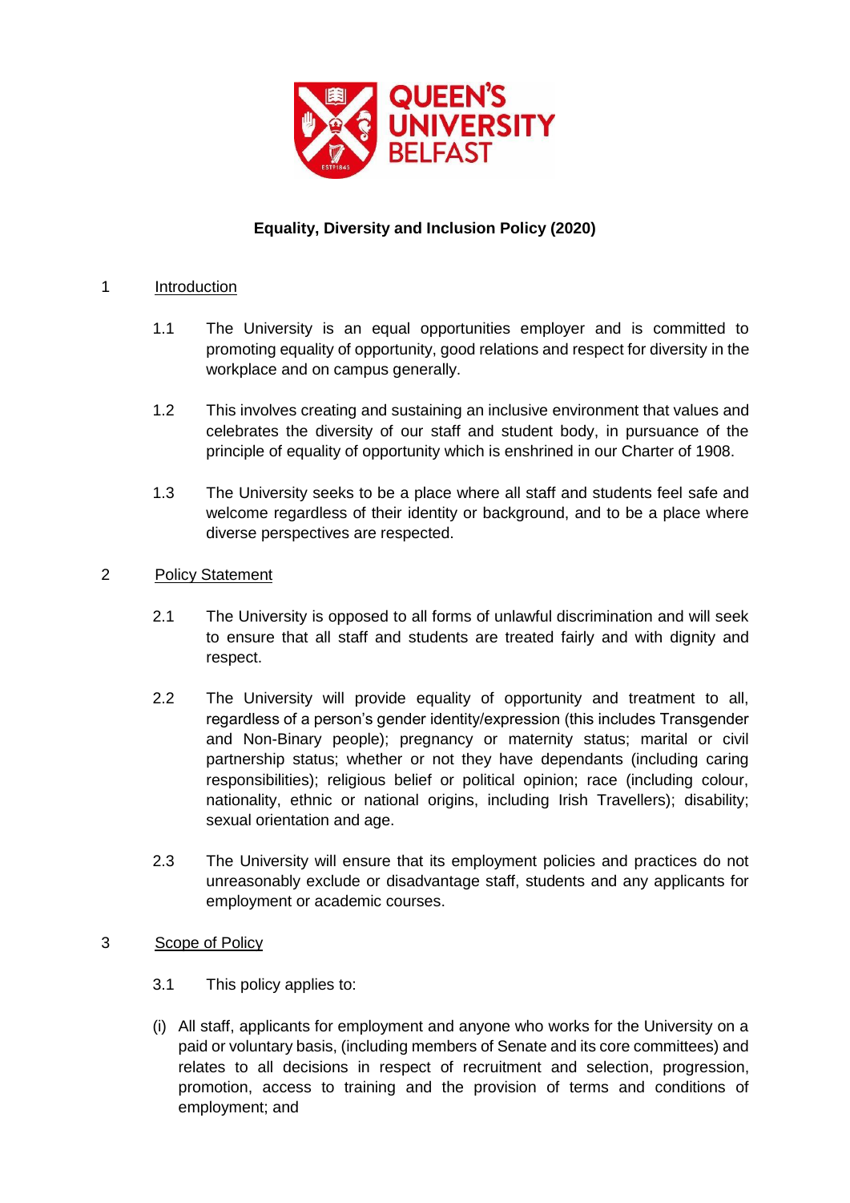# Equality, Diversity and Inclusion Policy (2020)

## 1 Introduction

1.1 The University is an equal opportunities employer and is committed to promoting equality of opportunity, good relations and respect for diversity in the workplace and on campus generally.

1.2 This involves creating and sustaining an inclusive environment that values and celebrates the diversity of our staff and student body, in pursuance of the principle of equality of opportunity which is enshrined in our Charter of 1908.

1.3 The University seeks to be a place where all staff and students feel safe and welcome regardless of their identity or background, and to be a place where diverse perspectives are respected.

## 2 Policy Statement

2.1 The University is opposed to all forms of unlawful discrimination and will seek to ensure that all staff and students are treated fairly and with dignity and respect.

2.2 The University will provide equality of opportunity and treatment to all, regardless of a person's gender identity/expression (this includes Transgender and Non-Binary people); pregnancy or maternity status; marital or civil partnership status; whether or not they have dependants (including caring responsibilities); religious belief or political opinion; race (including colour, nationality, ethnic or national origins, including Irish Travellers); disability; sexual orientation and age.

2.3 The University will ensure that its employment policies and practices do not unreasonably exclude or disadvantage staff, students and any applicants for employment or academic courses.

## 3 Scope of Policy

3.1 This policy applies to:

(i) All staff, applicants for employment and anyone who works for the University on a paid or voluntary basis, (including members of Senate and its core committees) and relates to all decisions in respect of recruitment and selection, progression, promotion, access to training and the provision of terms and conditions of employment; and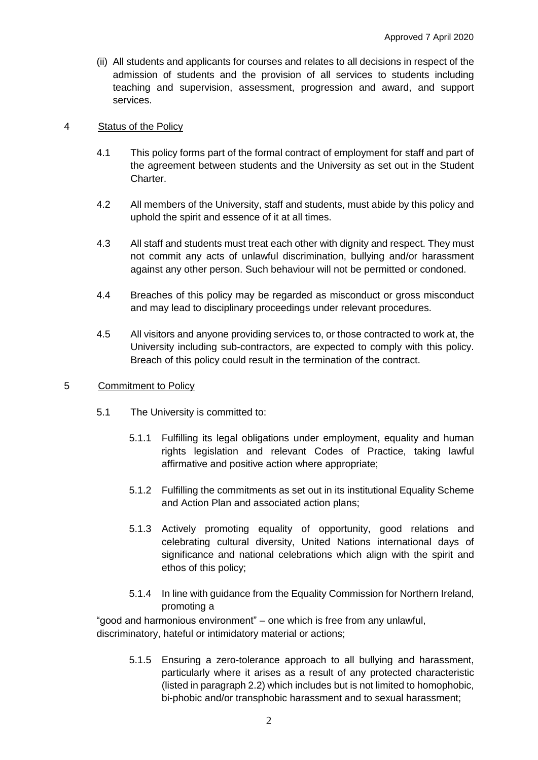(ii) All students and applicants for courses and relates to all decisions in respect of the admission of students and the provision of all services to students including teaching and supervision, assessment, progression and award, and support services.

## 4 Status of the Policy

4.1 This policy forms part of the formal contract of employment for staff and part of the agreement between students and the University as set out in the Student Charter.

4.2 All members of the University, staff and students, must abide by this policy and uphold the spirit and essence of it at all times.

4.3 All staff and students must treat each other with dignity and respect. They must not commit any acts of unlawful discrimination, bullying and/or harassment against any other person. Such behaviour will not be permitted or condoned.

4.4 Breaches of this policy may be regarded as misconduct or gross misconduct and may lead to disciplinary proceedings under relevant procedures.

4.5 All visitors and anyone providing services to, or those contracted to work at, the University including sub-contractors, are expected to comply with this policy. Breach of this policy could result in the termination of the contract.

## 5 Commitment to Policy

5.1 The University is committed to:

5.1.1 Fulfilling its legal obligations under employment, equality and human rights legislation and relevant Codes of Practice, taking lawful affirmative and positive action where appropriate;

5.1.2 Fulfilling the commitments as set out in its institutional Equality Scheme and Action Plan and associated action plans;

5.1.3 Actively promoting equality of opportunity, good relations and celebrating cultural diversity, United Nations international days of significance and national celebrations which align with the spirit and ethos of this policy;

5.1.4 In line with guidance from the Equality Commission for Northern Ireland, promoting a "good and harmonious environment" – one which is free from any unlawful, discriminatory, hateful or intimidatory material or actions;

5.1.5 Ensuring a zero-tolerance approach to all bullying and harassment, particularly where it arises as a result of any protected characteristic (listed in paragraph 2.2) which includes but is not limited to homophobic, bi-phobic and/or transphobic harassment and to sexual harassment;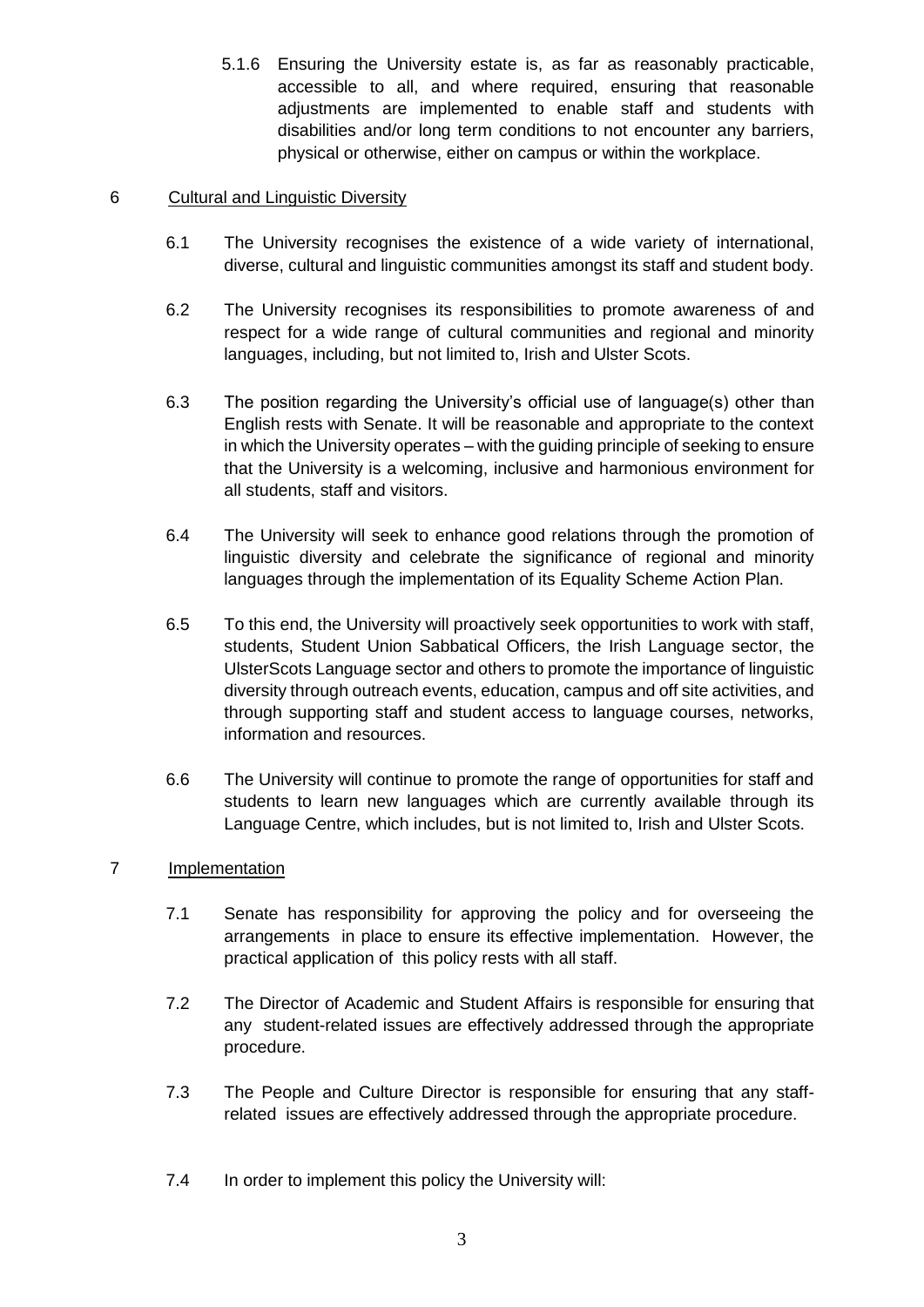5.1.6 Ensuring the University estate is, as far as reasonably practicable, accessible to all, and where required, ensuring that reasonable adjustments are implemented to enable staff and students with disabilities and/or long term conditions to not encounter any barriers, physical or otherwise, either on campus or within the workplace.

## 6 Cultural and Linguistic Diversity

6.1 The University recognises the existence of a wide variety of international, diverse, cultural and linguistic communities amongst its staff and student body.

6.2 The University recognises its responsibilities to promote awareness of and respect for a wide range of cultural communities and regional and minority languages, including, but not limited to, Irish and Ulster Scots.

6.3 The position regarding the University's official use of language(s) other than English rests with Senate. It will be reasonable and appropriate to the context in which the University operates – with the guiding principle of seeking to ensure that the University is a welcoming, inclusive and harmonious environment for all students, staff and visitors.

6.4 The University will seek to enhance good relations through the promotion of linguistic diversity and celebrate the significance of regional and minority languages through the implementation of its Equality Scheme Action Plan.

6.5 To this end, the University will proactively seek opportunities to work with staff, students, Student Union Sabbatical Officers, the Irish Language sector, the UlsterScots Language sector and others to promote the importance of linguistic diversity through outreach events, education, campus and off site activities, and through supporting staff and student access to language courses, networks, information and resources.

6.6 The University will continue to promote the range of opportunities for staff and students to learn new languages which are currently available through its Language Centre, which includes, but is not limited to, Irish and Ulster Scots.

## 7 Implementation

7.1 Senate has responsibility for approving the policy and for overseeing the arrangements in place to ensure its effective implementation. However, the practical application of this policy rests with all staff.

7.2 The Director of Academic and Student Affairs is responsible for ensuring that any student-related issues are effectively addressed through the appropriate procedure.

7.3 The People and Culture Director is responsible for ensuring that any staff-related issues are effectively addressed through the appropriate procedure.

7.4 In order to implement this policy the University will: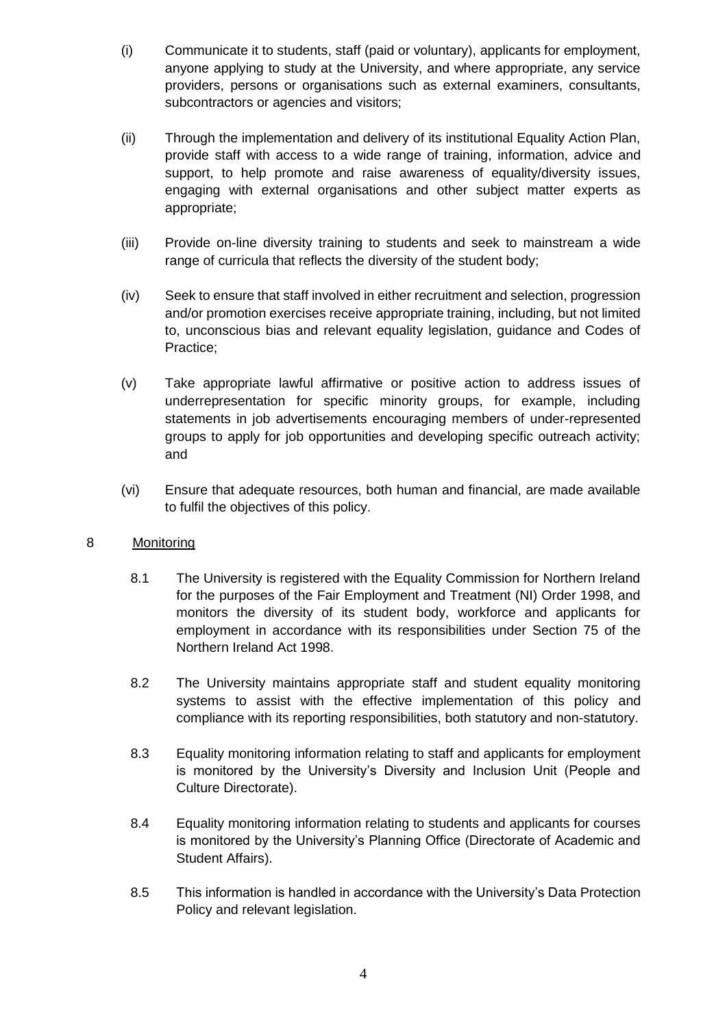(i) Communicate it to students, staff (paid or voluntary), applicants for employment, anyone applying to study at the University, and where appropriate, any service providers, persons or organisations such as external examiners, consultants, subcontractors or agencies and visitors;

(ii) Through the implementation and delivery of its institutional Equality Action Plan, provide staff with access to a wide range of training, information, advice and support, to help promote and raise awareness of equality/diversity issues, engaging with external organisations and other subject matter experts as appropriate;

(iii) Provide on-line diversity training to students and seek to mainstream a wide range of curricula that reflects the diversity of the student body;

(iv) Seek to ensure that staff involved in either recruitment and selection, progression and/or promotion exercises receive appropriate training, including, but not limited to, unconscious bias and relevant equality legislation, guidance and Codes of Practice;

(v) Take appropriate lawful affirmative or positive action to address issues of underrepresentation for specific minority groups, for example, including statements in job advertisements encouraging members of under-represented groups to apply for job opportunities and developing specific outreach activity; and

(vi) Ensure that adequate resources, both human and financial, are made available to fulfil the objectives of this policy.

## 8 Monitoring

8.1 The University is registered with the Equality Commission for Northern Ireland for the purposes of the Fair Employment and Treatment (NI) Order 1998, and monitors the diversity of its student body, workforce and applicants for employment in accordance with its responsibilities under Section 75 of the Northern Ireland Act 1998.

8.2 The University maintains appropriate staff and student equality monitoring systems to assist with the effective implementation of this policy and compliance with its reporting responsibilities, both statutory and non-statutory.

8.3 Equality monitoring information relating to staff and applicants for employment is monitored by the University's Diversity and Inclusion Unit (People and Culture Directorate).

8.4 Equality monitoring information relating to students and applicants for courses is monitored by the University's Planning Office (Directorate of Academic and Student Affairs).

8.5 This information is handled in accordance with the University's Data Protection Policy and relevant legislation.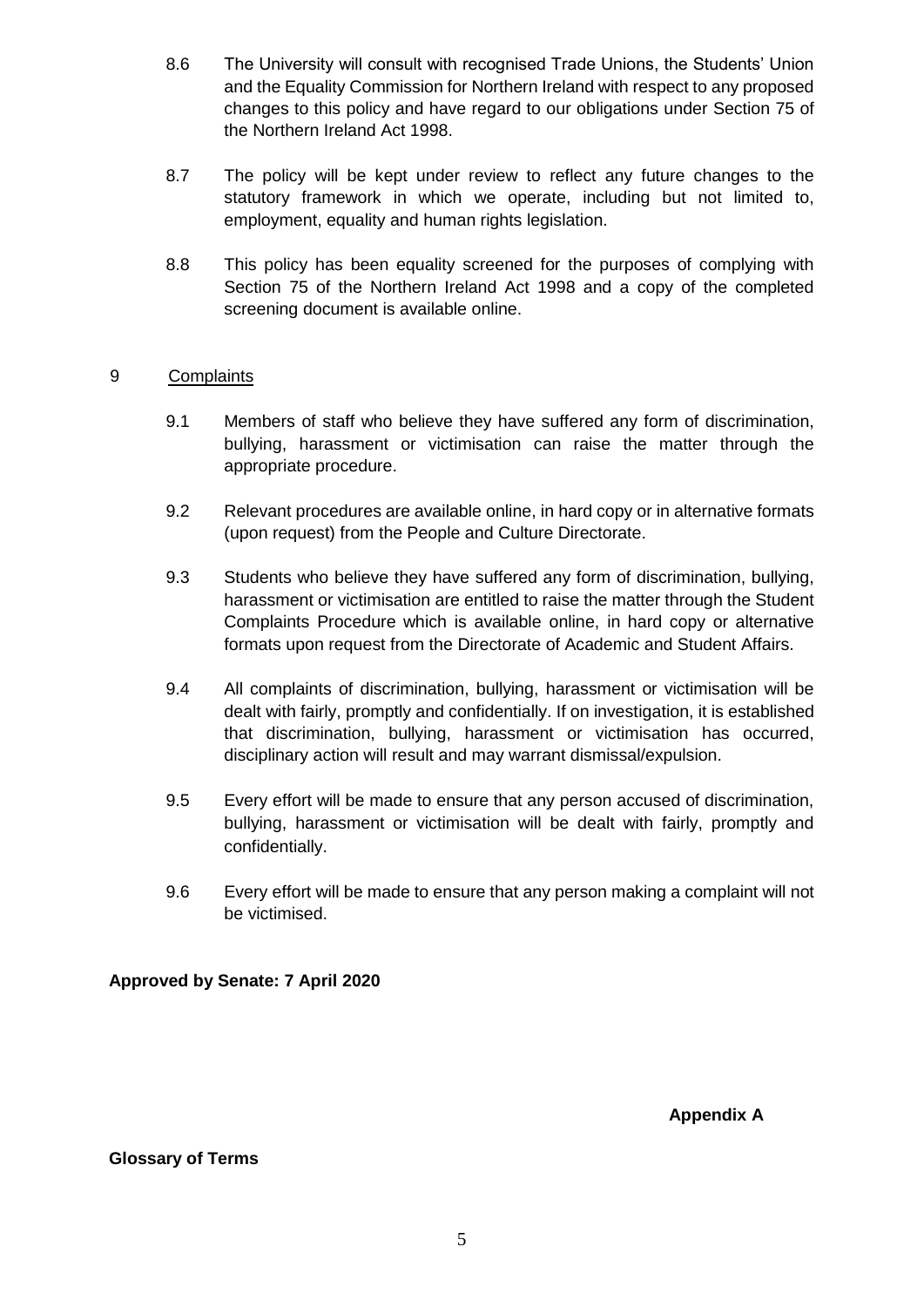8.6 The University will consult with recognised Trade Unions, the Students' Union and the Equality Commission for Northern Ireland with respect to any proposed changes to this policy and have regard to our obligations under Section 75 of the Northern Ireland Act 1998.

8.7 The policy will be kept under review to reflect any future changes to the statutory framework in which we operate, including but not limited to, employment, equality and human rights legislation.

8.8 This policy has been equality screened for the purposes of complying with Section 75 of the Northern Ireland Act 1998 and a copy of the completed screening document is available online.

## 9 Complaints

9.1 Members of staff who believe they have suffered any form of discrimination, bullying, harassment or victimisation can raise the matter through the appropriate procedure.

9.2 Relevant procedures are available online, in hard copy or in alternative formats (upon request) from the People and Culture Directorate.

9.3 Students who believe they have suffered any form of discrimination, bullying, harassment or victimisation are entitled to raise the matter through the Student Complaints Procedure which is available online, in hard copy or alternative formats upon request from the Directorate of Academic and Student Affairs.

9.4 All complaints of discrimination, bullying, harassment or victimisation will be dealt with fairly, promptly and confidentially. If on investigation, it is established that discrimination, bullying, harassment or victimisation has occurred, disciplinary action will result and may warrant dismissal/expulsion.

9.5 Every effort will be made to ensure that any person accused of discrimination, bullying, harassment or victimisation will be dealt with fairly, promptly and confidentially.

9.6 Every effort will be made to ensure that any person making a complaint will not be victimised.

**Approved by Senate: 7 April 2020**

**Appendix A**

**Glossary of Terms**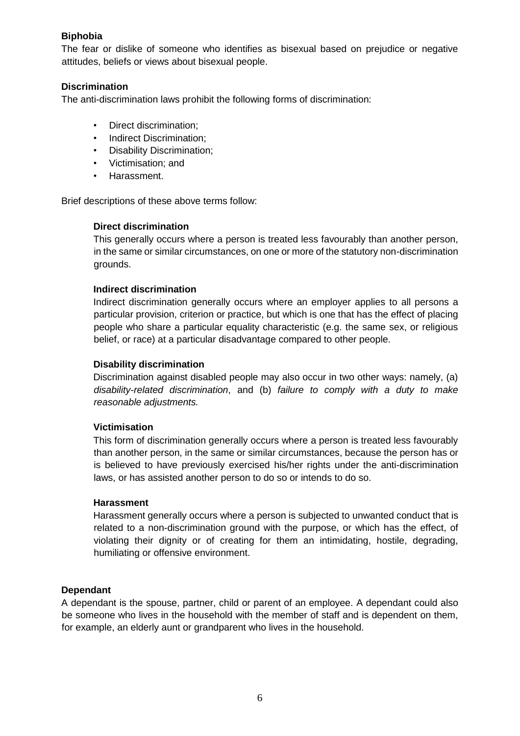**Biphobia**

The fear or dislike of someone who identifies as bisexual based on prejudice or negative attitudes, beliefs or views about bisexual people.

**Discrimination**

The anti-discrimination laws prohibit the following forms of discrimination:

- Direct discrimination;
- Indirect Discrimination;
- Disability Discrimination;
- Victimisation; and
- Harassment.

Brief descriptions of these above terms follow:

**Direct discrimination**

This generally occurs where a person is treated less favourably than another person, in the same or similar circumstances, on one or more of the statutory non-discrimination grounds.

**Indirect discrimination**

Indirect discrimination generally occurs where an employer applies to all persons a particular provision, criterion or practice, but which is one that has the effect of placing people who share a particular equality characteristic (e.g. the same sex, or religious belief, or race) at a particular disadvantage compared to other people.

**Disability discrimination**

Discrimination against disabled people may also occur in two other ways: namely, (a) *disability-related discrimination*, and (b) *failure to comply with a duty to make reasonable adjustments.*

**Victimisation**

This form of discrimination generally occurs where a person is treated less favourably than another person, in the same or similar circumstances, because the person has or is believed to have previously exercised his/her rights under the anti-discrimination laws, or has assisted another person to do so or intends to do so.

**Harassment**

Harassment generally occurs where a person is subjected to unwanted conduct that is related to a non-discrimination ground with the purpose, or which has the effect, of violating their dignity or of creating for them an intimidating, hostile, degrading, humiliating or offensive environment.

**Dependant**

A dependant is the spouse, partner, child or parent of an employee. A dependant could also be someone who lives in the household with the member of staff and is dependent on them, for example, an elderly aunt or grandparent who lives in the household.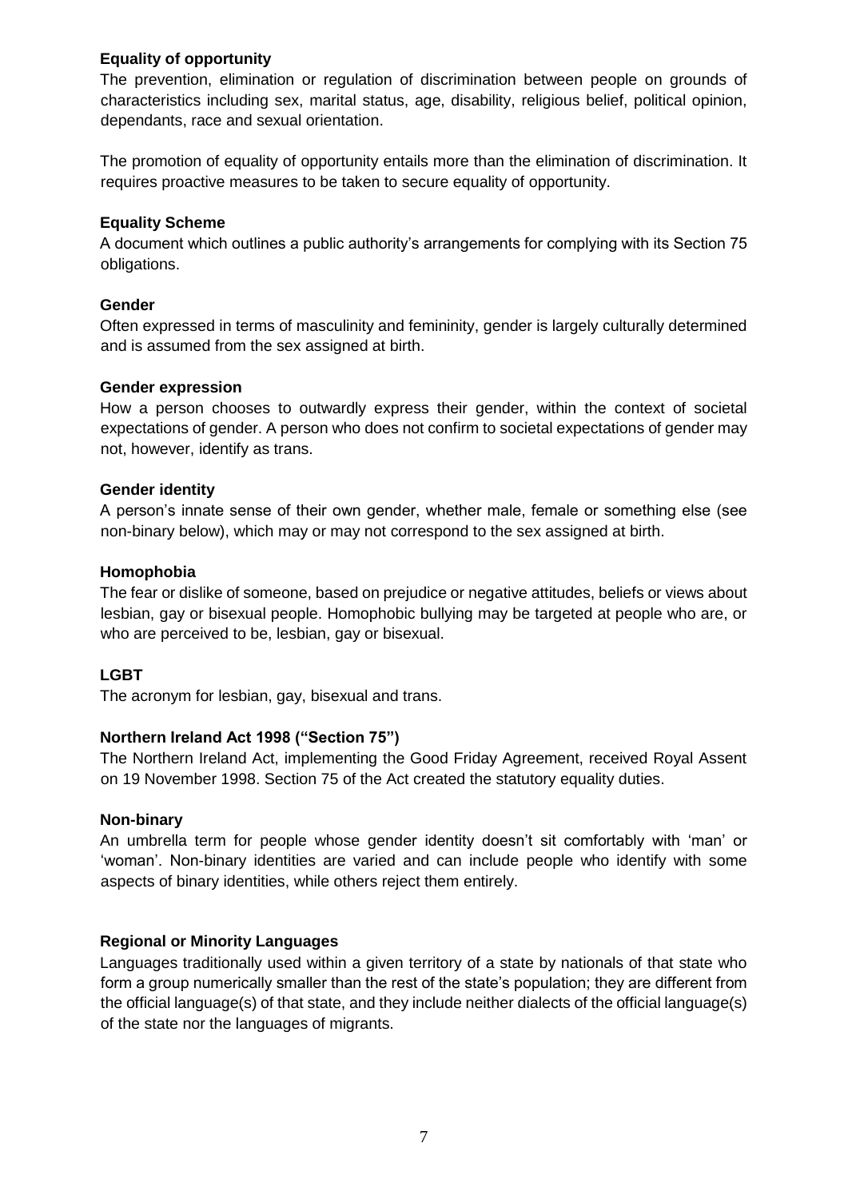**Equality of opportunity**

The prevention, elimination or regulation of discrimination between people on grounds of characteristics including sex, marital status, age, disability, religious belief, political opinion, dependants, race and sexual orientation.

The promotion of equality of opportunity entails more than the elimination of discrimination. It requires proactive measures to be taken to secure equality of opportunity.

**Equality Scheme**

A document which outlines a public authority's arrangements for complying with its Section 75 obligations.

**Gender**

Often expressed in terms of masculinity and femininity, gender is largely culturally determined and is assumed from the sex assigned at birth.

**Gender expression**

How a person chooses to outwardly express their gender, within the context of societal expectations of gender. A person who does not confirm to societal expectations of gender may not, however, identify as trans.

**Gender identity**

A person's innate sense of their own gender, whether male, female or something else (see non-binary below), which may or may not correspond to the sex assigned at birth.

**Homophobia**

The fear or dislike of someone, based on prejudice or negative attitudes, beliefs or views about lesbian, gay or bisexual people. Homophobic bullying may be targeted at people who are, or who are perceived to be, lesbian, gay or bisexual.

**LGBT**

The acronym for lesbian, gay, bisexual and trans.

**Northern Ireland Act 1998 ("Section 75")**

The Northern Ireland Act, implementing the Good Friday Agreement, received Royal Assent on 19 November 1998. Section 75 of the Act created the statutory equality duties.

**Non-binary**

An umbrella term for people whose gender identity doesn't sit comfortably with 'man' or 'woman'. Non-binary identities are varied and can include people who identify with some aspects of binary identities, while others reject them entirely.

**Regional or Minority Languages**

Languages traditionally used within a given territory of a state by nationals of that state who form a group numerically smaller than the rest of the state's population; they are different from the official language(s) of that state, and they include neither dialects of the official language(s) of the state nor the languages of migrants.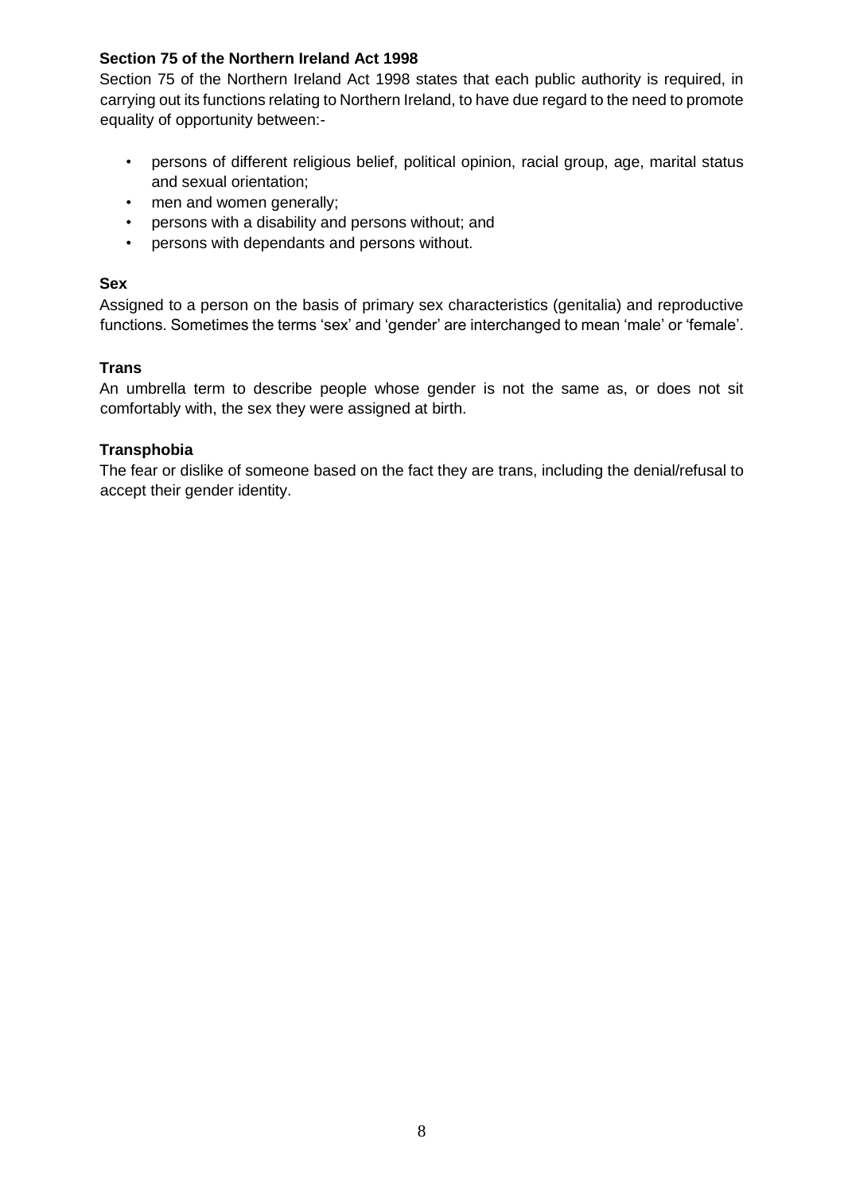**Section 75 of the Northern Ireland Act 1998**

Section 75 of the Northern Ireland Act 1998 states that each public authority is required, in carrying out its functions relating to Northern Ireland, to have due regard to the need to promote equality of opportunity between:-

- persons of different religious belief, political opinion, racial group, age, marital status and sexual orientation;
- men and women generally;
- persons with a disability and persons without; and
- persons with dependants and persons without.

**Sex**

Assigned to a person on the basis of primary sex characteristics (genitalia) and reproductive functions. Sometimes the terms 'sex' and 'gender' are interchanged to mean 'male' or 'female'.

**Trans**

An umbrella term to describe people whose gender is not the same as, or does not sit comfortably with, the sex they were assigned at birth.

**Transphobia**

The fear or dislike of someone based on the fact they are trans, including the denial/refusal to accept their gender identity.